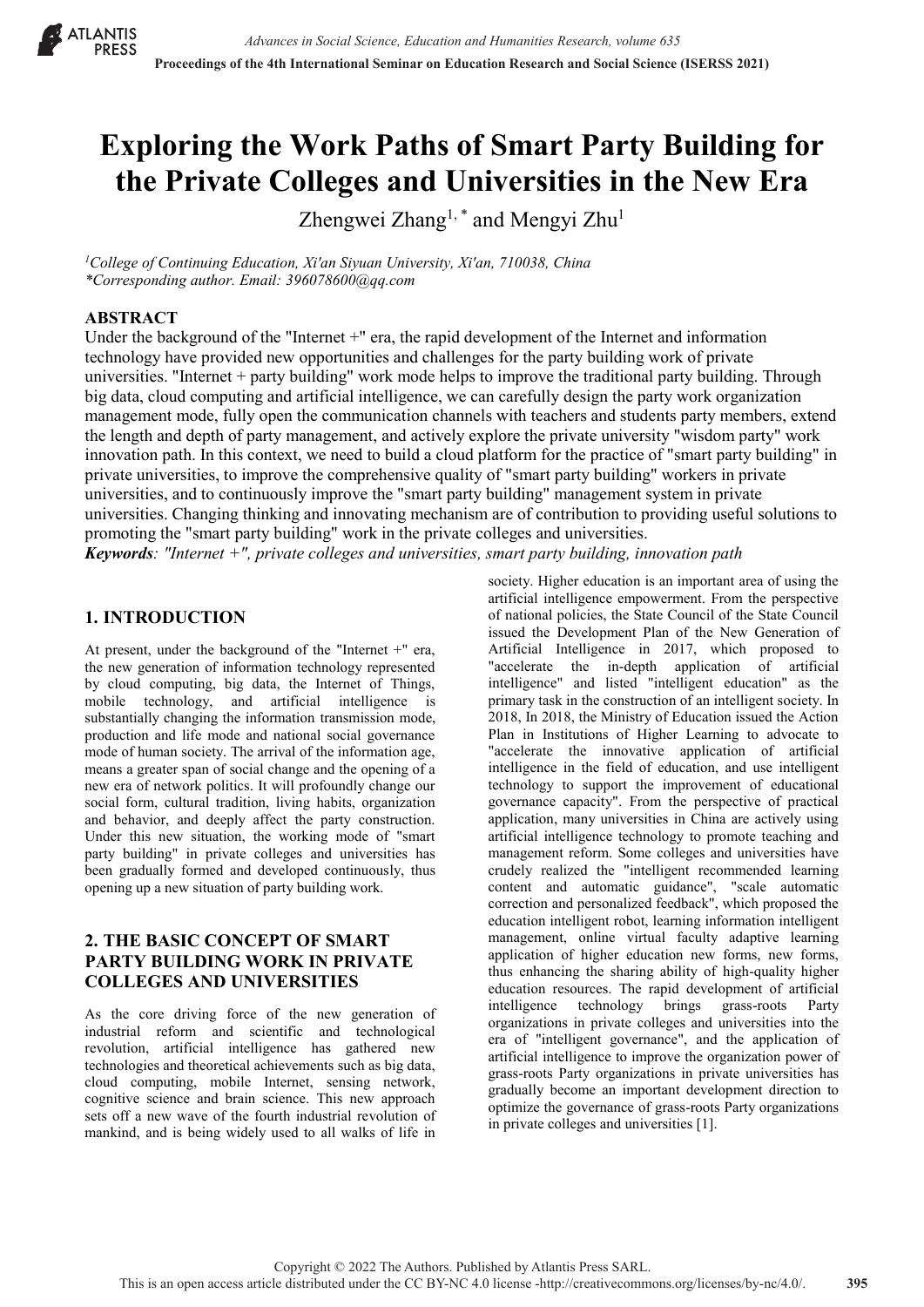# Exploring the Work Paths of Smart Party Building for the Private Colleges and Universities in the New Era

Zhengwei Zhang[1,*] and Mengyi Zhu[1]

*[1]College of Continuing Education, Xi'an Siyuan University, Xi'an, 710038, China*
*\*Corresponding author. Email: 396078600@qq.com*

## ABSTRACT

Under the background of the "Internet +" era, the rapid development of the Internet and information technology have provided new opportunities and challenges for the party building work of private universities. "Internet + party building" work mode helps to improve the traditional party building. Through big data, cloud computing and artificial intelligence, we can carefully design the party work organization management mode, fully open the communication channels with teachers and students party members, extend the length and depth of party management, and actively explore the private university "wisdom party" work innovation path. In this context, we need to build a cloud platform for the practice of "smart party building" in private universities, to improve the comprehensive quality of "smart party building" workers in private universities, and to continuously improve the "smart party building" management system in private universities. Changing thinking and innovating mechanism are of contribution to providing useful solutions to promoting the "smart party building" work in the private colleges and universities.

***Keywords**: "Internet +", private colleges and universities, smart party building, innovation path*

## 1. INTRODUCTION

At present, under the background of the "Internet +" era, the new generation of information technology represented by cloud computing, big data, the Internet of Things, mobile technology, and artificial intelligence is substantially changing the information transmission mode, production and life mode and national social governance mode of human society. The arrival of the information age, means a greater span of social change and the opening of a new era of network politics. It will profoundly change our social form, cultural tradition, living habits, organization and behavior, and deeply affect the party construction. Under this new situation, the working mode of "smart party building" in private colleges and universities has been gradually formed and developed continuously, thus opening up a new situation of party building work.

## 2. THE BASIC CONCEPT OF SMART PARTY BUILDING WORK IN PRIVATE COLLEGES AND UNIVERSITIES

As the core driving force of the new generation of industrial reform and scientific and technological revolution, artificial intelligence has gathered new technologies and theoretical achievements such as big data, cloud computing, mobile Internet, sensing network, cognitive science and brain science. This new approach sets off a new wave of the fourth industrial revolution of mankind, and is being widely used to all walks of life in society. Higher education is an important area of using the artificial intelligence empowerment. From the perspective of national policies, the State Council of the State Council issued the Development Plan of the New Generation of Artificial Intelligence in 2017, which proposed to "accelerate the in-depth application of artificial intelligence" and listed "intelligent education" as the primary task in the construction of an intelligent society. In 2018, In 2018, the Ministry of Education issued the Action Plan in Institutions of Higher Learning to advocate to "accelerate the innovative application of artificial intelligence in the field of education, and use intelligent technology to support the improvement of educational governance capacity". From the perspective of practical application, many universities in China are actively using artificial intelligence technology to promote teaching and management reform. Some colleges and universities have crudely realized the "intelligent recommended learning content and automatic guidance", "scale automatic correction and personalized feedback", which proposed the education intelligent robot, learning information intelligent management, online virtual faculty adaptive learning application of higher education new forms, new forms, thus enhancing the sharing ability of high-quality higher education resources. The rapid development of artificial intelligence technology brings grass-roots Party organizations in private colleges and universities into the era of "intelligent governance", and the application of artificial intelligence to improve the organization power of grass-roots Party organizations in private universities has gradually become an important development direction to optimize the governance of grass-roots Party organizations in private colleges and universities [1].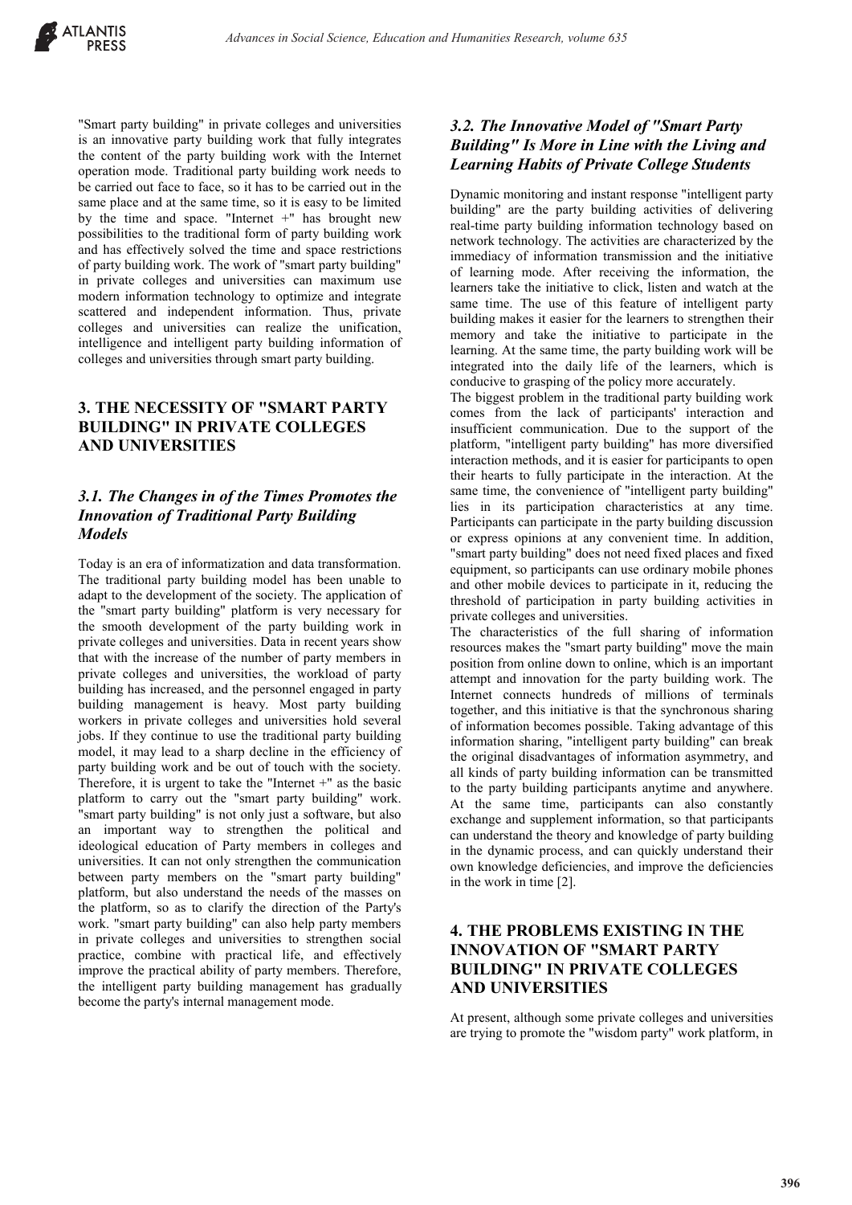"Smart party building" in private colleges and universities is an innovative party building work that fully integrates the content of the party building work with the Internet operation mode. Traditional party building work needs to be carried out face to face, so it has to be carried out in the same place and at the same time, so it is easy to be limited by the time and space. "Internet +" has brought new possibilities to the traditional form of party building work and has effectively solved the time and space restrictions of party building work. The work of "smart party building" in private colleges and universities can maximum use modern information technology to optimize and integrate scattered and independent information. Thus, private colleges and universities can realize the unification, intelligence and intelligent party building information of colleges and universities through smart party building.

## 3. THE NECESSITY OF "SMART PARTY BUILDING" IN PRIVATE COLLEGES AND UNIVERSITIES

### *3.1. The Changes in of the Times Promotes the Innovation of Traditional Party Building Models*

Today is an era of informatization and data transformation. The traditional party building model has been unable to adapt to the development of the society. The application of the "smart party building" platform is very necessary for the smooth development of the party building work in private colleges and universities. Data in recent years show that with the increase of the number of party members in private colleges and universities, the workload of party building has increased, and the personnel engaged in party building management is heavy. Most party building workers in private colleges and universities hold several jobs. If they continue to use the traditional party building model, it may lead to a sharp decline in the efficiency of party building work and be out of touch with the society. Therefore, it is urgent to take the "Internet +" as the basic platform to carry out the "smart party building" work. "smart party building" is not only just a software, but also an important way to strengthen the political and ideological education of Party members in colleges and universities. It can not only strengthen the communication between party members on the "smart party building" platform, but also understand the needs of the masses on the platform, so as to clarify the direction of the Party's work. "smart party building" can also help party members in private colleges and universities to strengthen social practice, combine with practical life, and effectively improve the practical ability of party members. Therefore, the intelligent party building management has gradually become the party's internal management mode.

### *3.2. The Innovative Model of "Smart Party Building" Is More in Line with the Living and Learning Habits of Private College Students*

Dynamic monitoring and instant response "intelligent party building" are the party building activities of delivering real-time party building information technology based on network technology. The activities are characterized by the immediacy of information transmission and the initiative of learning mode. After receiving the information, the learners take the initiative to click, listen and watch at the same time. The use of this feature of intelligent party building makes it easier for the learners to strengthen their memory and take the initiative to participate in the learning. At the same time, the party building work will be integrated into the daily life of the learners, which is conducive to grasping of the policy more accurately.

The biggest problem in the traditional party building work comes from the lack of participants' interaction and insufficient communication. Due to the support of the platform, "intelligent party building" has more diversified interaction methods, and it is easier for participants to open their hearts to fully participate in the interaction. At the same time, the convenience of "intelligent party building" lies in its participation characteristics at any time. Participants can participate in the party building discussion or express opinions at any convenient time. In addition, "smart party building" does not need fixed places and fixed equipment, so participants can use ordinary mobile phones and other mobile devices to participate in it, reducing the threshold of participation in party building activities in private colleges and universities.

The characteristics of the full sharing of information resources makes the "smart party building" move the main position from online down to online, which is an important attempt and innovation for the party building work. The Internet connects hundreds of millions of terminals together, and this initiative is that the synchronous sharing of information becomes possible. Taking advantage of this information sharing, "intelligent party building" can break the original disadvantages of information asymmetry, and all kinds of party building information can be transmitted to the party building participants anytime and anywhere. At the same time, participants can also constantly exchange and supplement information, so that participants can understand the theory and knowledge of party building in the dynamic process, and can quickly understand their own knowledge deficiencies, and improve the deficiencies in the work in time [2].

## 4. THE PROBLEMS EXISTING IN THE INNOVATION OF "SMART PARTY BUILDING" IN PRIVATE COLLEGES AND UNIVERSITIES

At present, although some private colleges and universities are trying to promote the "wisdom party" work platform, in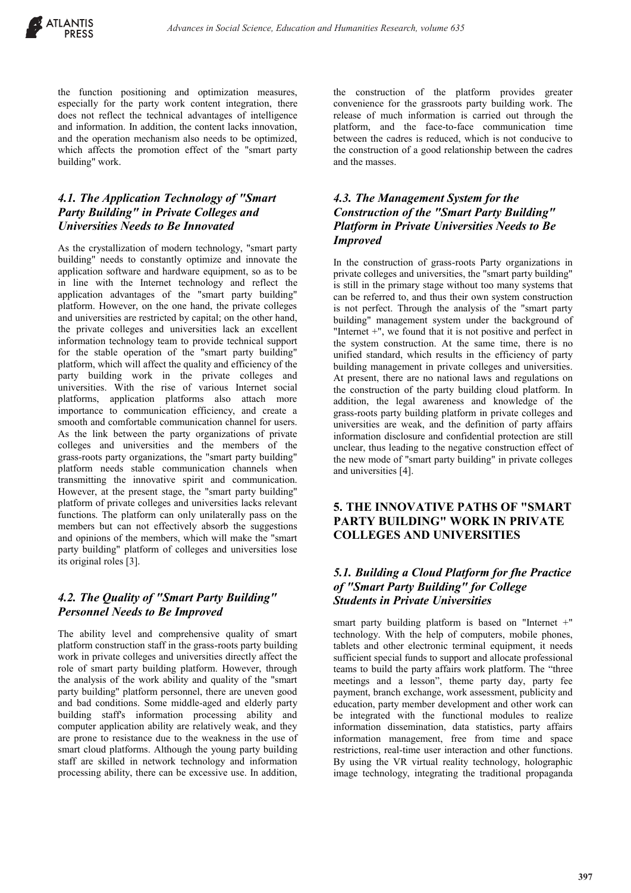the function positioning and optimization measures, especially for the party work content integration, there does not reflect the technical advantages of intelligence and information. In addition, the content lacks innovation, and the operation mechanism also needs to be optimized, which affects the promotion effect of the "smart party building" work.

### *4.1. The Application Technology of "Smart Party Building" in Private Colleges and Universities Needs to Be Innovated*

As the crystallization of modern technology, "smart party building" needs to constantly optimize and innovate the application software and hardware equipment, so as to be in line with the Internet technology and reflect the application advantages of the "smart party building" platform. However, on the one hand, the private colleges and universities are restricted by capital; on the other hand, the private colleges and universities lack an excellent information technology team to provide technical support for the stable operation of the "smart party building" platform, which will affect the quality and efficiency of the party building work in the private colleges and universities. With the rise of various Internet social platforms, application platforms also attach more importance to communication efficiency, and create a smooth and comfortable communication channel for users. As the link between the party organizations of private colleges and universities and the members of the grass-roots party organizations, the "smart party building" platform needs stable communication channels when transmitting the innovative spirit and communication. However, at the present stage, the "smart party building" platform of private colleges and universities lacks relevant functions. The platform can only unilaterally pass on the members but can not effectively absorb the suggestions and opinions of the members, which will make the "smart party building" platform of colleges and universities lose its original roles [3].

### *4.2. The Quality of "Smart Party Building" Personnel Needs to Be Improved*

The ability level and comprehensive quality of smart platform construction staff in the grass-roots party building work in private colleges and universities directly affect the role of smart party building platform. However, through the analysis of the work ability and quality of the "smart party building" platform personnel, there are uneven good and bad conditions. Some middle-aged and elderly party building staff's information processing ability and computer application ability are relatively weak, and they are prone to resistance due to the weakness in the use of smart cloud platforms. Although the young party building staff are skilled in network technology and information processing ability, there can be excessive use. In addition, the construction of the platform provides greater convenience for the grassroots party building work. The release of much information is carried out through the platform, and the face-to-face communication time between the cadres is reduced, which is not conducive to the construction of a good relationship between the cadres and the masses.

### *4.3. The Management System for the Construction of the "Smart Party Building" Platform in Private Universities Needs to Be Improved*

In the construction of grass-roots Party organizations in private colleges and universities, the "smart party building" is still in the primary stage without too many systems that can be referred to, and thus their own system construction is not perfect. Through the analysis of the "smart party building" management system under the background of "Internet +", we found that it is not positive and perfect in the system construction. At the same time, there is no unified standard, which results in the efficiency of party building management in private colleges and universities. At present, there are no national laws and regulations on the construction of the party building cloud platform. In addition, the legal awareness and knowledge of the grass-roots party building platform in private colleges and universities are weak, and the definition of party affairs information disclosure and confidential protection are still unclear, thus leading to the negative construction effect of the new mode of "smart party building" in private colleges and universities [4].

## 5. THE INNOVATIVE PATHS OF "SMART PARTY BUILDING" WORK IN PRIVATE COLLEGES AND UNIVERSITIES

### *5.1. Building a Cloud Platform for fhe Practice of "Smart Party Building" for College Students in Private Universities*

smart party building platform is based on "Internet +" technology. With the help of computers, mobile phones, tablets and other electronic terminal equipment, it needs sufficient special funds to support and allocate professional teams to build the party affairs work platform. The "three meetings and a lesson", theme party day, party fee payment, branch exchange, work assessment, publicity and education, party member development and other work can be integrated with the functional modules to realize information dissemination, data statistics, party affairs information management, free from time and space restrictions, real-time user interaction and other functions. By using the VR virtual reality technology, holographic image technology, integrating the traditional propaganda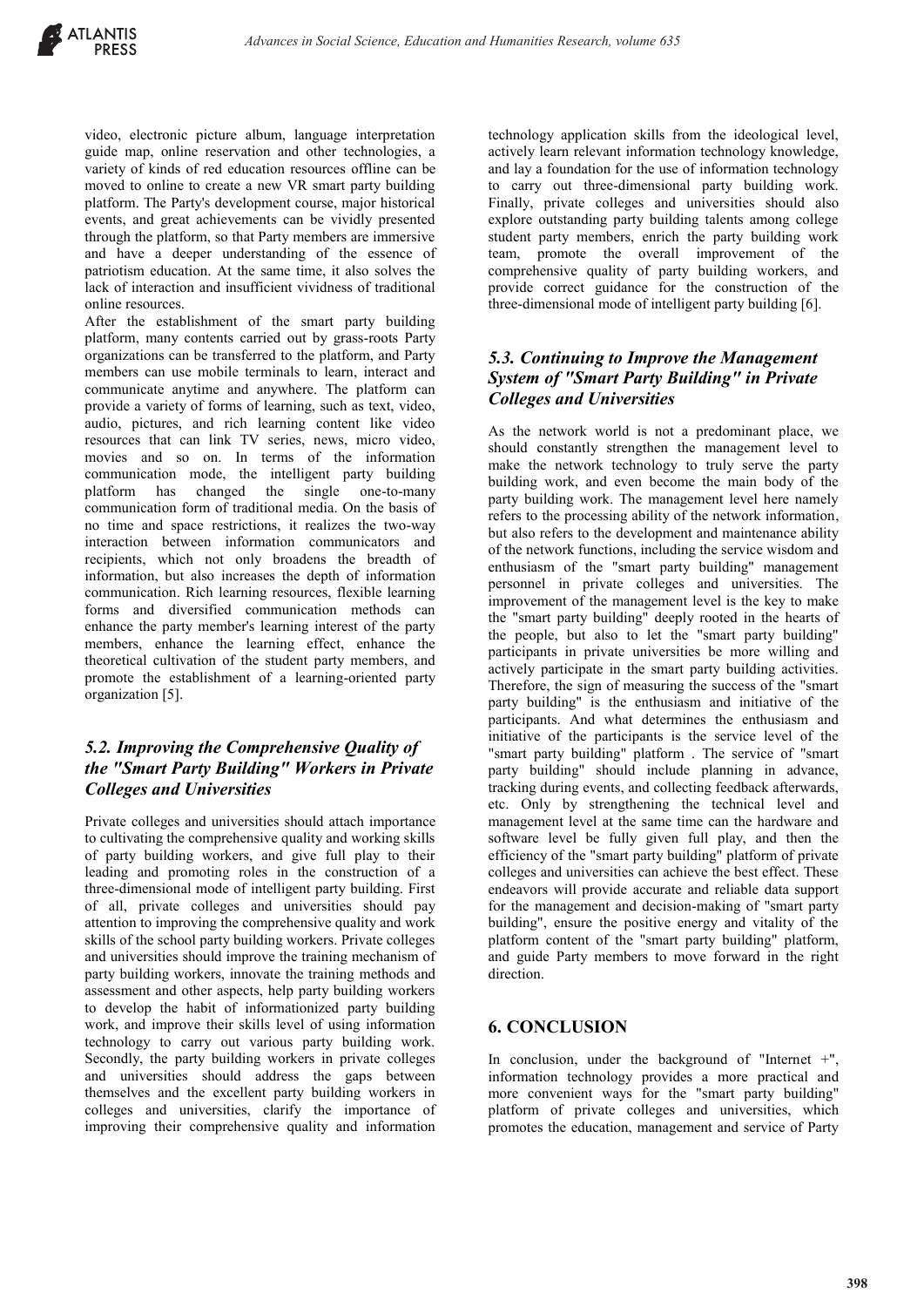video, electronic picture album, language interpretation guide map, online reservation and other technologies, a variety of kinds of red education resources offline can be moved to online to create a new VR smart party building platform. The Party's development course, major historical events, and great achievements can be vividly presented through the platform, so that Party members are immersive and have a deeper understanding of the essence of patriotism education. At the same time, it also solves the lack of interaction and insufficient vividness of traditional online resources.

After the establishment of the smart party building platform, many contents carried out by grass-roots Party organizations can be transferred to the platform, and Party members can use mobile terminals to learn, interact and communicate anytime and anywhere. The platform can provide a variety of forms of learning, such as text, video, audio, pictures, and rich learning content like video resources that can link TV series, news, micro video, movies and so on. In terms of the information communication mode, the intelligent party building platform has changed the single one-to-many communication form of traditional media. On the basis of no time and space restrictions, it realizes the two-way interaction between information communicators and recipients, which not only broadens the breadth of information, but also increases the depth of information communication. Rich learning resources, flexible learning forms and diversified communication methods can enhance the party member's learning interest of the party members, enhance the learning effect, enhance the theoretical cultivation of the student party members, and promote the establishment of a learning-oriented party organization [5].

### *5.2. Improving the Comprehensive Quality of the "Smart Party Building" Workers in Private Colleges and Universities*

Private colleges and universities should attach importance to cultivating the comprehensive quality and working skills of party building workers, and give full play to their leading and promoting roles in the construction of a three-dimensional mode of intelligent party building. First of all, private colleges and universities should pay attention to improving the comprehensive quality and work skills of the school party building workers. Private colleges and universities should improve the training mechanism of party building workers, innovate the training methods and assessment and other aspects, help party building workers to develop the habit of informationized party building work, and improve their skills level of using information technology to carry out various party building work. Secondly, the party building workers in private colleges and universities should address the gaps between themselves and the excellent party building workers in colleges and universities, clarify the importance of improving their comprehensive quality and information technology application skills from the ideological level, actively learn relevant information technology knowledge, and lay a foundation for the use of information technology to carry out three-dimensional party building work. Finally, private colleges and universities should also explore outstanding party building talents among college student party members, enrich the party building work team, promote the overall improvement of the comprehensive quality of party building workers, and provide correct guidance for the construction of the three-dimensional mode of intelligent party building [6].

### *5.3. Continuing to Improve the Management System of "Smart Party Building" in Private Colleges and Universities*

As the network world is not a predominant place, we should constantly strengthen the management level to make the network technology to truly serve the party building work, and even become the main body of the party building work. The management level here namely refers to the processing ability of the network information, but also refers to the development and maintenance ability of the network functions, including the service wisdom and enthusiasm of the "smart party building" management personnel in private colleges and universities. The improvement of the management level is the key to make the "smart party building" deeply rooted in the hearts of the people, but also to let the "smart party building" participants in private universities be more willing and actively participate in the smart party building activities. Therefore, the sign of measuring the success of the "smart party building" is the enthusiasm and initiative of the participants. And what determines the enthusiasm and initiative of the participants is the service level of the "smart party building" platform . The service of "smart party building" should include planning in advance, tracking during events, and collecting feedback afterwards, etc. Only by strengthening the technical level and management level at the same time can the hardware and software level be fully given full play, and then the efficiency of the "smart party building" platform of private colleges and universities can achieve the best effect. These endeavors will provide accurate and reliable data support for the management and decision-making of "smart party building", ensure the positive energy and vitality of the platform content of the "smart party building" platform, and guide Party members to move forward in the right direction.

## 6. CONCLUSION

In conclusion, under the background of "Internet +", information technology provides a more practical and more convenient ways for the "smart party building" platform of private colleges and universities, which promotes the education, management and service of Party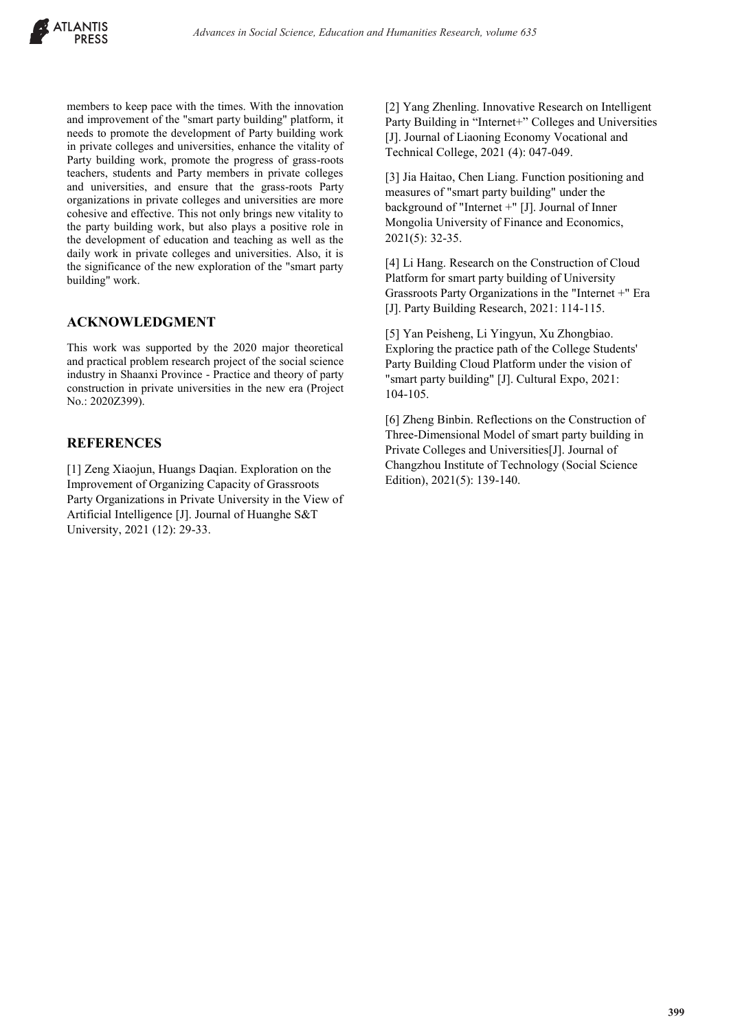members to keep pace with the times. With the innovation and improvement of the "smart party building" platform, it needs to promote the development of Party building work in private colleges and universities, enhance the vitality of Party building work, promote the progress of grass-roots teachers, students and Party members in private colleges and universities, and ensure that the grass-roots Party organizations in private colleges and universities are more cohesive and effective. This not only brings new vitality to the party building work, but also plays a positive role in the development of education and teaching as well as the daily work in private colleges and universities. Also, it is the significance of the new exploration of the "smart party building" work.

## ACKNOWLEDGMENT

This work was supported by the 2020 major theoretical and practical problem research project of the social science industry in Shaanxi Province - Practice and theory of party construction in private universities in the new era (Project No.: 2020Z399).

## REFERENCES

[1] Zeng Xiaojun, Huangs Daqian. Exploration on the Improvement of Organizing Capacity of Grassroots Party Organizations in Private University in the View of Artificial Intelligence [J]. Journal of Huanghe S&T University, 2021 (12): 29-33.

[2] Yang Zhenling. Innovative Research on Intelligent Party Building in "Internet+" Colleges and Universities [J]. Journal of Liaoning Economy Vocational and Technical College, 2021 (4): 047-049.

[3] Jia Haitao, Chen Liang. Function positioning and measures of "smart party building" under the background of "Internet +" [J]. Journal of Inner Mongolia University of Finance and Economics, 2021(5): 32-35.

[4] Li Hang. Research on the Construction of Cloud Platform for smart party building of University Grassroots Party Organizations in the "Internet +" Era [J]. Party Building Research, 2021: 114-115.

[5] Yan Peisheng, Li Yingyun, Xu Zhongbiao. Exploring the practice path of the College Students' Party Building Cloud Platform under the vision of "smart party building" [J]. Cultural Expo, 2021: 104-105.

[6] Zheng Binbin. Reflections on the Construction of Three-Dimensional Model of smart party building in Private Colleges and Universities[J]. Journal of Changzhou Institute of Technology (Social Science Edition), 2021(5): 139-140.